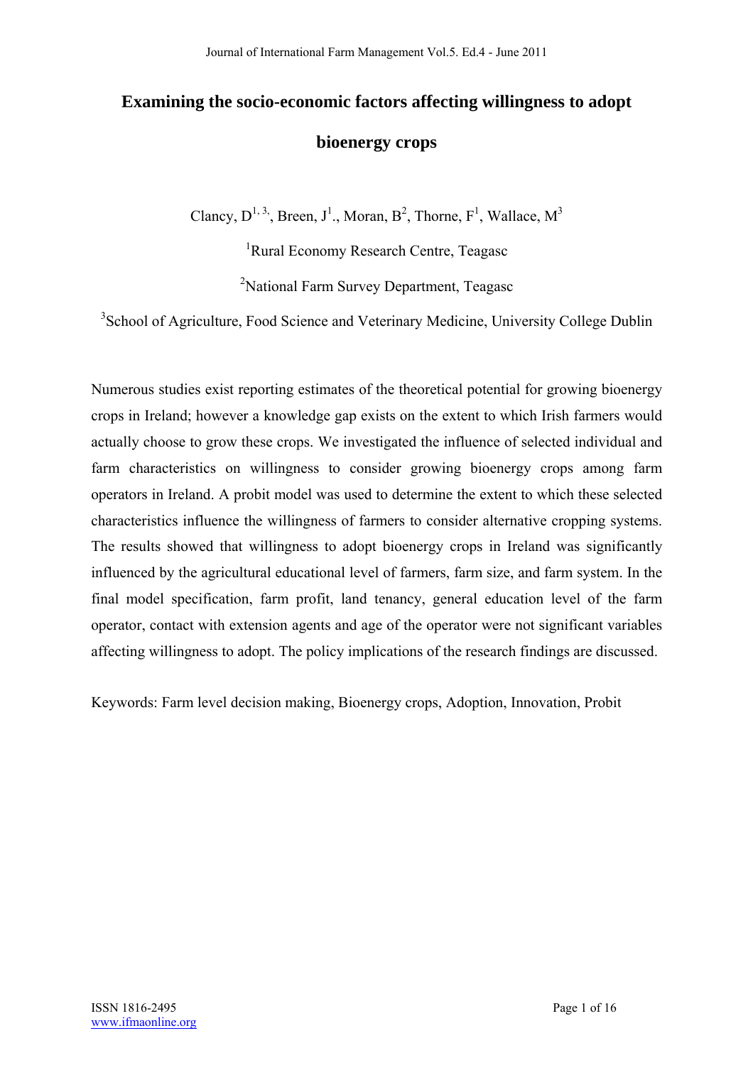# Examining the socio-economic factors affecting willingness to adopt bioenergy crops

Clancy, D[1, 3], Breen, J[1]., Moran, B[2], Thorne, F[1], Wallace, M[3]

[1]Rural Economy Research Centre, Teagasc

[2]National Farm Survey Department, Teagasc

[3]School of Agriculture, Food Science and Veterinary Medicine, University College Dublin

Numerous studies exist reporting estimates of the theoretical potential for growing bioenergy crops in Ireland; however a knowledge gap exists on the extent to which Irish farmers would actually choose to grow these crops. We investigated the influence of selected individual and farm characteristics on willingness to consider growing bioenergy crops among farm operators in Ireland. A probit model was used to determine the extent to which these selected characteristics influence the willingness of farmers to consider alternative cropping systems. The results showed that willingness to adopt bioenergy crops in Ireland was significantly influenced by the agricultural educational level of farmers, farm size, and farm system. In the final model specification, farm profit, land tenancy, general education level of the farm operator, contact with extension agents and age of the operator were not significant variables affecting willingness to adopt. The policy implications of the research findings are discussed.

Keywords: Farm level decision making, Bioenergy crops, Adoption, Innovation, Probit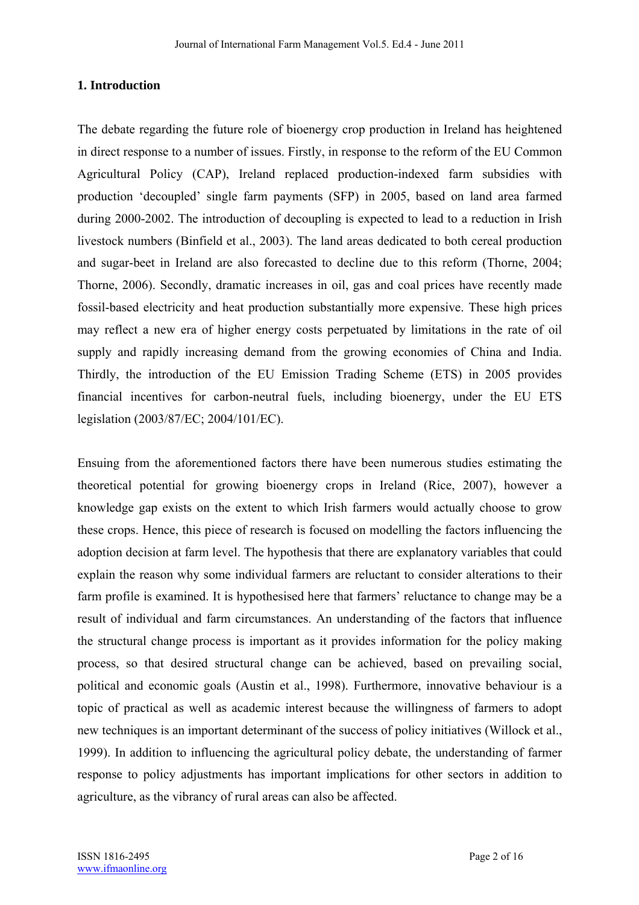## 1. Introduction

The debate regarding the future role of bioenergy crop production in Ireland has heightened in direct response to a number of issues. Firstly, in response to the reform of the EU Common Agricultural Policy (CAP), Ireland replaced production-indexed farm subsidies with production 'decoupled' single farm payments (SFP) in 2005, based on land area farmed during 2000-2002. The introduction of decoupling is expected to lead to a reduction in Irish livestock numbers (Binfield et al., 2003). The land areas dedicated to both cereal production and sugar-beet in Ireland are also forecasted to decline due to this reform (Thorne, 2004; Thorne, 2006). Secondly, dramatic increases in oil, gas and coal prices have recently made fossil-based electricity and heat production substantially more expensive. These high prices may reflect a new era of higher energy costs perpetuated by limitations in the rate of oil supply and rapidly increasing demand from the growing economies of China and India. Thirdly, the introduction of the EU Emission Trading Scheme (ETS) in 2005 provides financial incentives for carbon-neutral fuels, including bioenergy, under the EU ETS legislation (2003/87/EC; 2004/101/EC).

Ensuing from the aforementioned factors there have been numerous studies estimating the theoretical potential for growing bioenergy crops in Ireland (Rice, 2007), however a knowledge gap exists on the extent to which Irish farmers would actually choose to grow these crops. Hence, this piece of research is focused on modelling the factors influencing the adoption decision at farm level. The hypothesis that there are explanatory variables that could explain the reason why some individual farmers are reluctant to consider alterations to their farm profile is examined. It is hypothesised here that farmers' reluctance to change may be a result of individual and farm circumstances. An understanding of the factors that influence the structural change process is important as it provides information for the policy making process, so that desired structural change can be achieved, based on prevailing social, political and economic goals (Austin et al., 1998). Furthermore, innovative behaviour is a topic of practical as well as academic interest because the willingness of farmers to adopt new techniques is an important determinant of the success of policy initiatives (Willock et al., 1999). In addition to influencing the agricultural policy debate, the understanding of farmer response to policy adjustments has important implications for other sectors in addition to agriculture, as the vibrancy of rural areas can also be affected.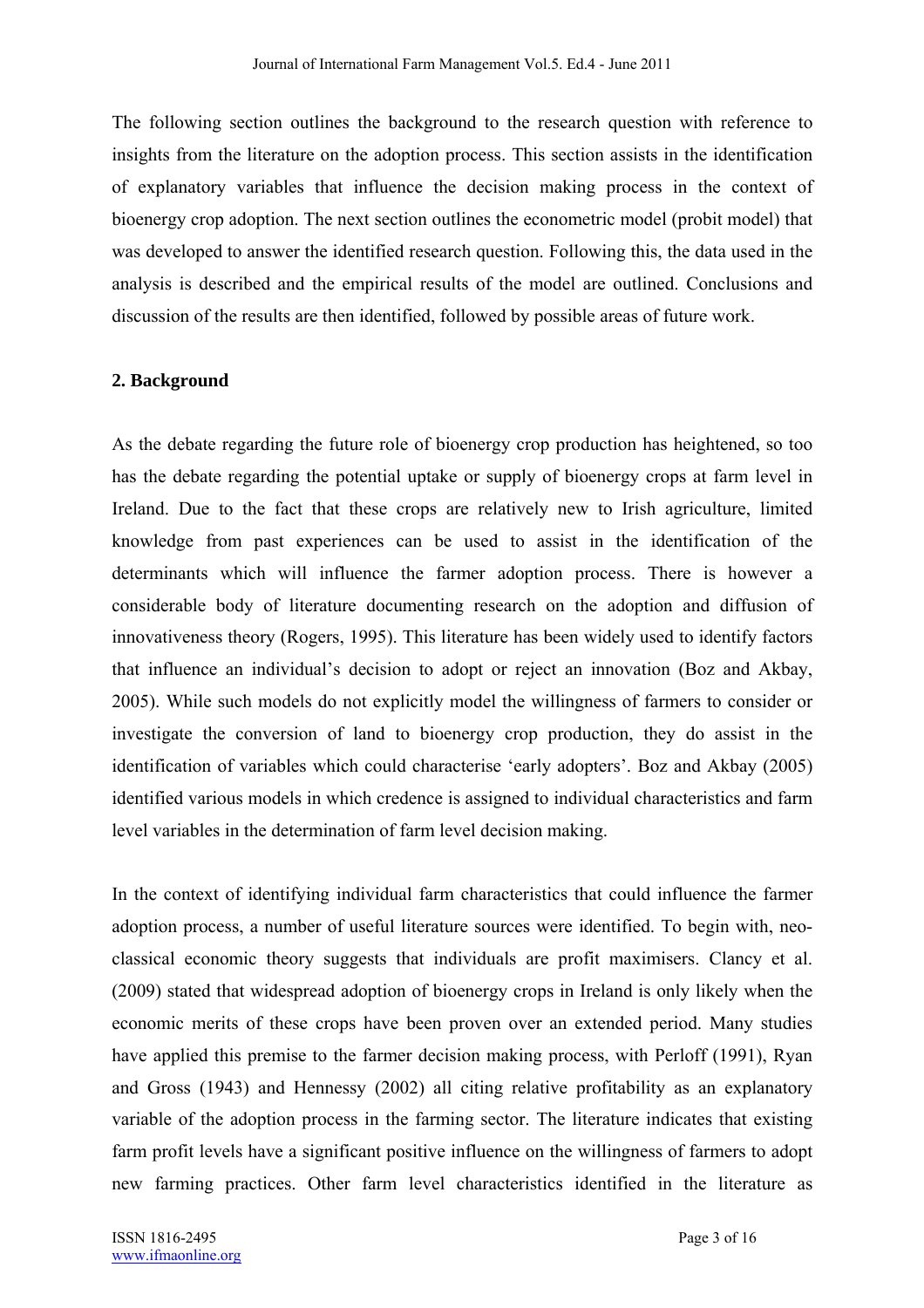The following section outlines the background to the research question with reference to insights from the literature on the adoption process. This section assists in the identification of explanatory variables that influence the decision making process in the context of bioenergy crop adoption. The next section outlines the econometric model (probit model) that was developed to answer the identified research question. Following this, the data used in the analysis is described and the empirical results of the model are outlined. Conclusions and discussion of the results are then identified, followed by possible areas of future work.

## 2. Background

As the debate regarding the future role of bioenergy crop production has heightened, so too has the debate regarding the potential uptake or supply of bioenergy crops at farm level in Ireland. Due to the fact that these crops are relatively new to Irish agriculture, limited knowledge from past experiences can be used to assist in the identification of the determinants which will influence the farmer adoption process. There is however a considerable body of literature documenting research on the adoption and diffusion of innovativeness theory (Rogers, 1995). This literature has been widely used to identify factors that influence an individual's decision to adopt or reject an innovation (Boz and Akbay, 2005). While such models do not explicitly model the willingness of farmers to consider or investigate the conversion of land to bioenergy crop production, they do assist in the identification of variables which could characterise 'early adopters'. Boz and Akbay (2005) identified various models in which credence is assigned to individual characteristics and farm level variables in the determination of farm level decision making.

In the context of identifying individual farm characteristics that could influence the farmer adoption process, a number of useful literature sources were identified. To begin with, neo-classical economic theory suggests that individuals are profit maximisers. Clancy et al. (2009) stated that widespread adoption of bioenergy crops in Ireland is only likely when the economic merits of these crops have been proven over an extended period. Many studies have applied this premise to the farmer decision making process, with Perloff (1991), Ryan and Gross (1943) and Hennessy (2002) all citing relative profitability as an explanatory variable of the adoption process in the farming sector. The literature indicates that existing farm profit levels have a significant positive influence on the willingness of farmers to adopt new farming practices. Other farm level characteristics identified in the literature as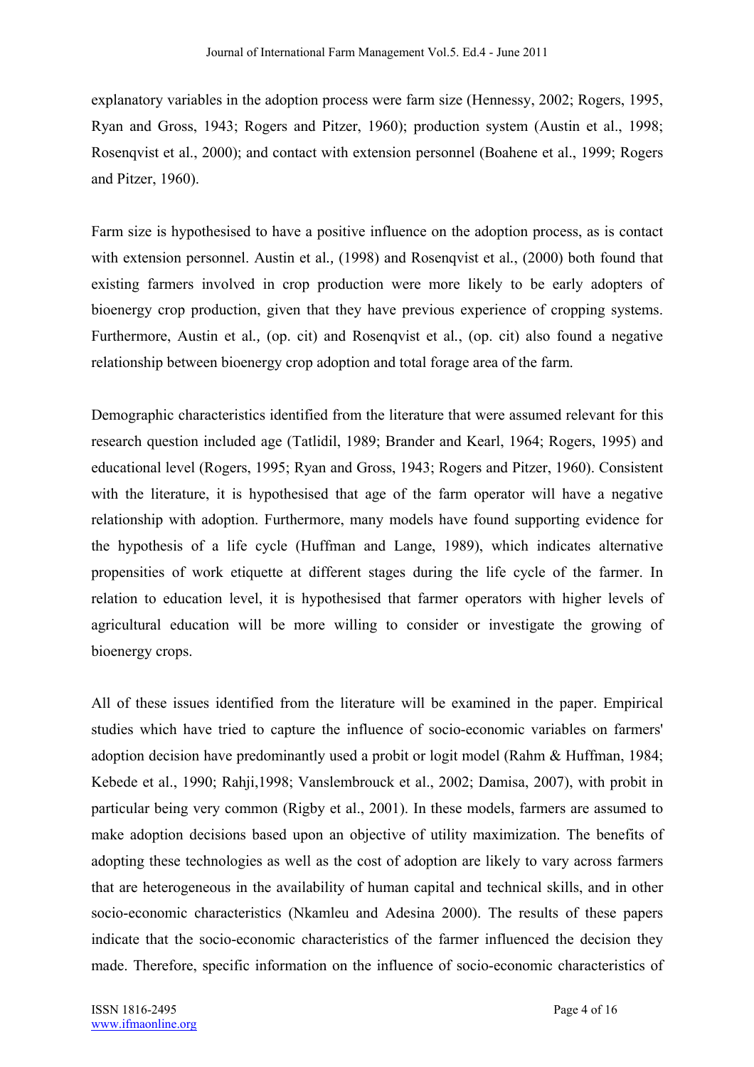explanatory variables in the adoption process were farm size (Hennessy, 2002; Rogers, 1995, Ryan and Gross, 1943; Rogers and Pitzer, 1960); production system (Austin et al., 1998; Rosenqvist et al., 2000); and contact with extension personnel (Boahene et al., 1999; Rogers and Pitzer, 1960).

Farm size is hypothesised to have a positive influence on the adoption process, as is contact with extension personnel. Austin et al*.,* (1998) and Rosenqvist et al., (2000) both found that existing farmers involved in crop production were more likely to be early adopters of bioenergy crop production, given that they have previous experience of cropping systems. Furthermore, Austin et al*.,* (op. cit) and Rosenqvist et al., (op. cit) also found a negative relationship between bioenergy crop adoption and total forage area of the farm.

Demographic characteristics identified from the literature that were assumed relevant for this research question included age (Tatlidil, 1989; Brander and Kearl, 1964; Rogers, 1995) and educational level (Rogers, 1995; Ryan and Gross, 1943; Rogers and Pitzer, 1960). Consistent with the literature, it is hypothesised that age of the farm operator will have a negative relationship with adoption. Furthermore, many models have found supporting evidence for the hypothesis of a life cycle (Huffman and Lange, 1989), which indicates alternative propensities of work etiquette at different stages during the life cycle of the farmer. In relation to education level, it is hypothesised that farmer operators with higher levels of agricultural education will be more willing to consider or investigate the growing of bioenergy crops.

All of these issues identified from the literature will be examined in the paper. Empirical studies which have tried to capture the influence of socio-economic variables on farmers' adoption decision have predominantly used a probit or logit model (Rahm & Huffman, 1984; Kebede et al., 1990; Rahji,1998; Vanslembrouck et al., 2002; Damisa, 2007), with probit in particular being very common (Rigby et al., 2001). In these models, farmers are assumed to make adoption decisions based upon an objective of utility maximization. The benefits of adopting these technologies as well as the cost of adoption are likely to vary across farmers that are heterogeneous in the availability of human capital and technical skills, and in other socio-economic characteristics (Nkamleu and Adesina 2000). The results of these papers indicate that the socio-economic characteristics of the farmer influenced the decision they made. Therefore, specific information on the influence of socio-economic characteristics of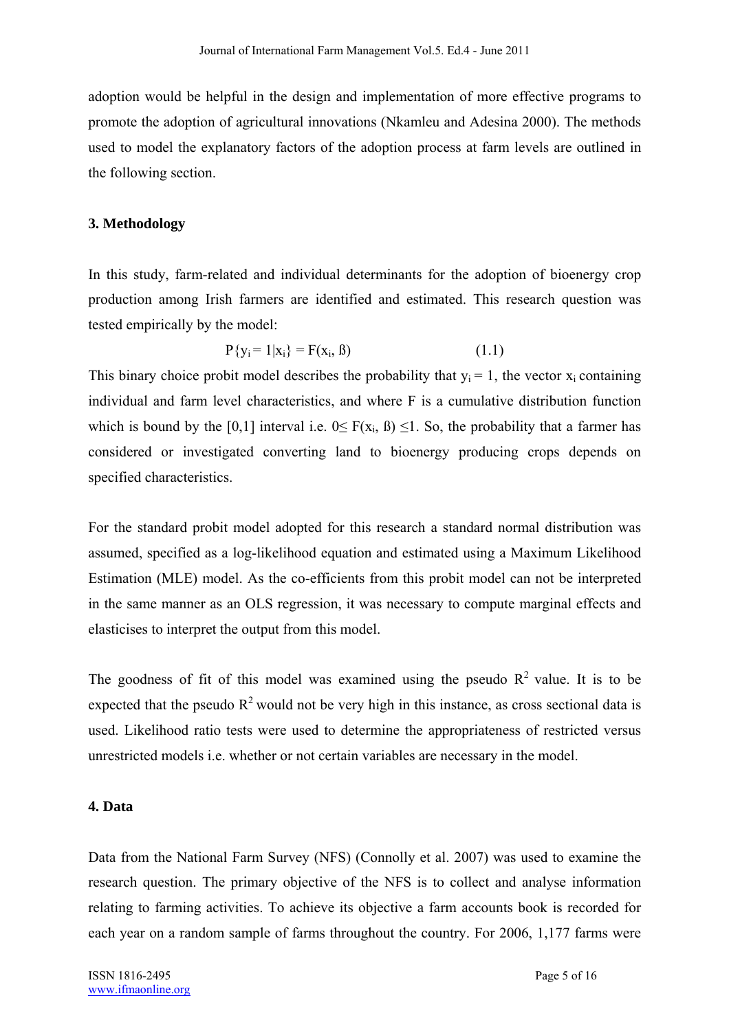adoption would be helpful in the design and implementation of more effective programs to promote the adoption of agricultural innovations (Nkamleu and Adesina 2000). The methods used to model the explanatory factors of the adoption process at farm levels are outlined in the following section.

## 3. Methodology

In this study, farm-related and individual determinants for the adoption of bioenergy crop production among Irish farmers are identified and estimated. This research question was tested empirically by the model:

$$P\{y_i = 1|x_i\} = F(x_i, ß) \qquad (1.1)$$

This binary choice probit model describes the probability that $y_i = 1$, the vector $x_i$ containing individual and farm level characteristics, and where F is a cumulative distribution function which is bound by the [0,1] interval i.e. $0 \leq F(x_i, ß) \leq 1$. So, the probability that a farmer has considered or investigated converting land to bioenergy producing crops depends on specified characteristics.

For the standard probit model adopted for this research a standard normal distribution was assumed, specified as a log-likelihood equation and estimated using a Maximum Likelihood Estimation (MLE) model. As the co-efficients from this probit model can not be interpreted in the same manner as an OLS regression, it was necessary to compute marginal effects and elasticises to interpret the output from this model.

The goodness of fit of this model was examined using the pseudo $R^2$ value. It is to be expected that the pseudo $R^2$ would not be very high in this instance, as cross sectional data is used. Likelihood ratio tests were used to determine the appropriateness of restricted versus unrestricted models i.e. whether or not certain variables are necessary in the model.

## 4. Data

Data from the National Farm Survey (NFS) (Connolly et al. 2007) was used to examine the research question. The primary objective of the NFS is to collect and analyse information relating to farming activities. To achieve its objective a farm accounts book is recorded for each year on a random sample of farms throughout the country. For 2006, 1,177 farms were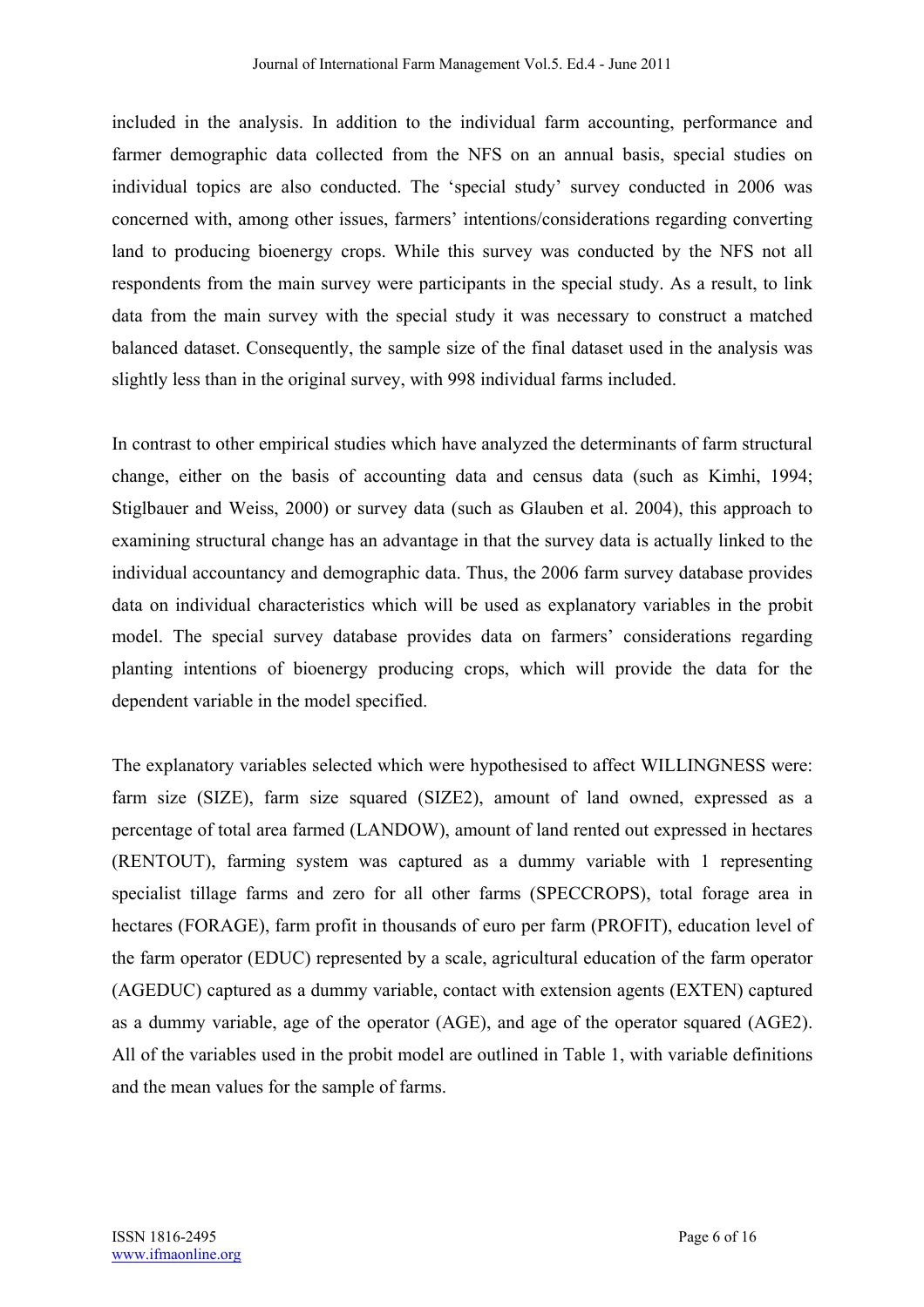included in the analysis. In addition to the individual farm accounting, performance and farmer demographic data collected from the NFS on an annual basis, special studies on individual topics are also conducted. The 'special study' survey conducted in 2006 was concerned with, among other issues, farmers' intentions/considerations regarding converting land to producing bioenergy crops. While this survey was conducted by the NFS not all respondents from the main survey were participants in the special study. As a result, to link data from the main survey with the special study it was necessary to construct a matched balanced dataset. Consequently, the sample size of the final dataset used in the analysis was slightly less than in the original survey, with 998 individual farms included.

In contrast to other empirical studies which have analyzed the determinants of farm structural change, either on the basis of accounting data and census data (such as Kimhi, 1994; Stiglbauer and Weiss, 2000) or survey data (such as Glauben et al. 2004), this approach to examining structural change has an advantage in that the survey data is actually linked to the individual accountancy and demographic data. Thus, the 2006 farm survey database provides data on individual characteristics which will be used as explanatory variables in the probit model. The special survey database provides data on farmers' considerations regarding planting intentions of bioenergy producing crops, which will provide the data for the dependent variable in the model specified.

The explanatory variables selected which were hypothesised to affect WILLINGNESS were: farm size (SIZE), farm size squared (SIZE2), amount of land owned, expressed as a percentage of total area farmed (LANDOW), amount of land rented out expressed in hectares (RENTOUT), farming system was captured as a dummy variable with 1 representing specialist tillage farms and zero for all other farms (SPECCROPS), total forage area in hectares (FORAGE), farm profit in thousands of euro per farm (PROFIT), education level of the farm operator (EDUC) represented by a scale, agricultural education of the farm operator (AGEDUC) captured as a dummy variable, contact with extension agents (EXTEN) captured as a dummy variable, age of the operator (AGE), and age of the operator squared (AGE2). All of the variables used in the probit model are outlined in Table 1, with variable definitions and the mean values for the sample of farms.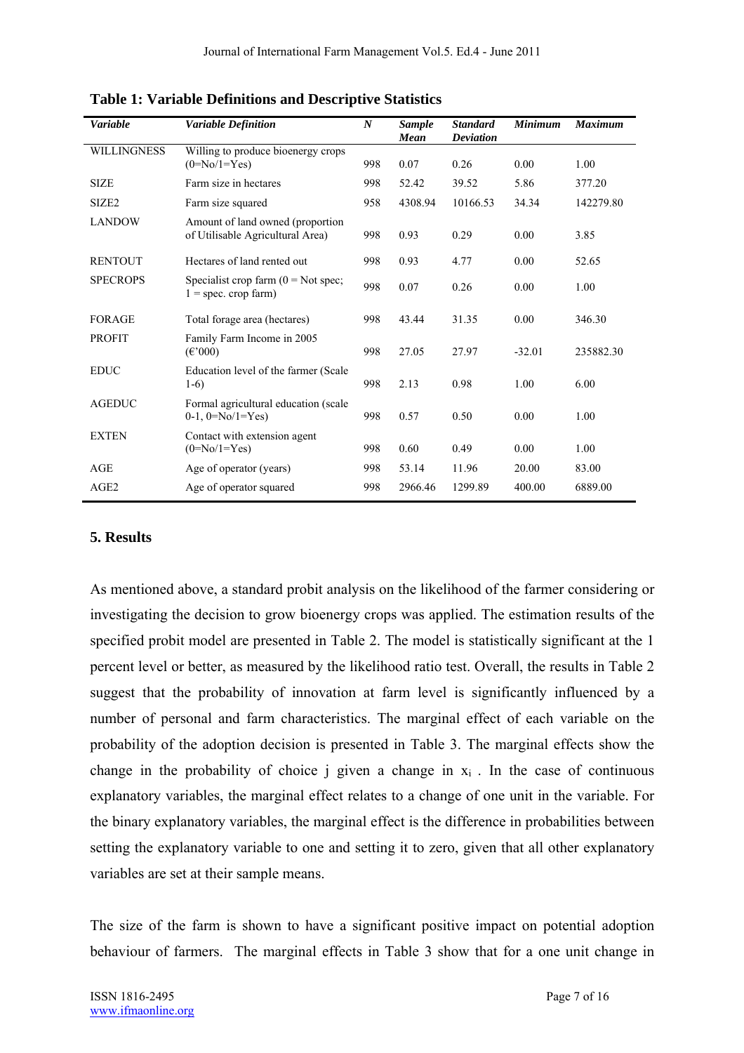**Table 1: Variable Definitions and Descriptive Statistics**

| *Variable* | *Variable Definition* | *N* | *Sample Mean* | *Standard Deviation* | *Minimum* | *Maximum* |
|---|---|---|---|---|---|---|
| WILLINGNESS | Willing to produce bioenergy crops (0=No/1=Yes) | 998 | 0.07 | 0.26 | 0.00 | 1.00 |
| SIZE | Farm size in hectares | 998 | 52.42 | 39.52 | 5.86 | 377.20 |
| SIZE2 | Farm size squared | 958 | 4308.94 | 10166.53 | 34.34 | 142279.80 |
| LANDOW | Amount of land owned (proportion of Utilisable Agricultural Area) | 998 | 0.93 | 0.29 | 0.00 | 3.85 |
| RENTOUT | Hectares of land rented out | 998 | 0.93 | 4.77 | 0.00 | 52.65 |
| SPECROPS | Specialist crop farm (0 = Not spec; 1 = spec. crop farm) | 998 | 0.07 | 0.26 | 0.00 | 1.00 |
| FORAGE | Total forage area (hectares) | 998 | 43.44 | 31.35 | 0.00 | 346.30 |
| PROFIT | Family Farm Income in 2005 (€'000) | 998 | 27.05 | 27.97 | -32.01 | 235882.30 |
| EDUC | Education level of the farmer (Scale 1-6) | 998 | 2.13 | 0.98 | 1.00 | 6.00 |
| AGEDUC | Formal agricultural education (scale 0-1, 0=No/1=Yes) | 998 | 0.57 | 0.50 | 0.00 | 1.00 |
| EXTEN | Contact with extension agent (0=No/1=Yes) | 998 | 0.60 | 0.49 | 0.00 | 1.00 |
| AGE | Age of operator (years) | 998 | 53.14 | 11.96 | 20.00 | 83.00 |
| AGE2 | Age of operator squared | 998 | 2966.46 | 1299.89 | 400.00 | 6889.00 |

## 5. Results

As mentioned above, a standard probit analysis on the likelihood of the farmer considering or investigating the decision to grow bioenergy crops was applied. The estimation results of the specified probit model are presented in Table 2. The model is statistically significant at the 1 percent level or better, as measured by the likelihood ratio test. Overall, the results in Table 2 suggest that the probability of innovation at farm level is significantly influenced by a number of personal and farm characteristics. The marginal effect of each variable on the probability of the adoption decision is presented in Table 3. The marginal effects show the change in the probability of choice j given a change in $x_i$ . In the case of continuous explanatory variables, the marginal effect relates to a change of one unit in the variable. For the binary explanatory variables, the marginal effect is the difference in probabilities between setting the explanatory variable to one and setting it to zero, given that all other explanatory variables are set at their sample means.

The size of the farm is shown to have a significant positive impact on potential adoption behaviour of farmers. The marginal effects in Table 3 show that for a one unit change in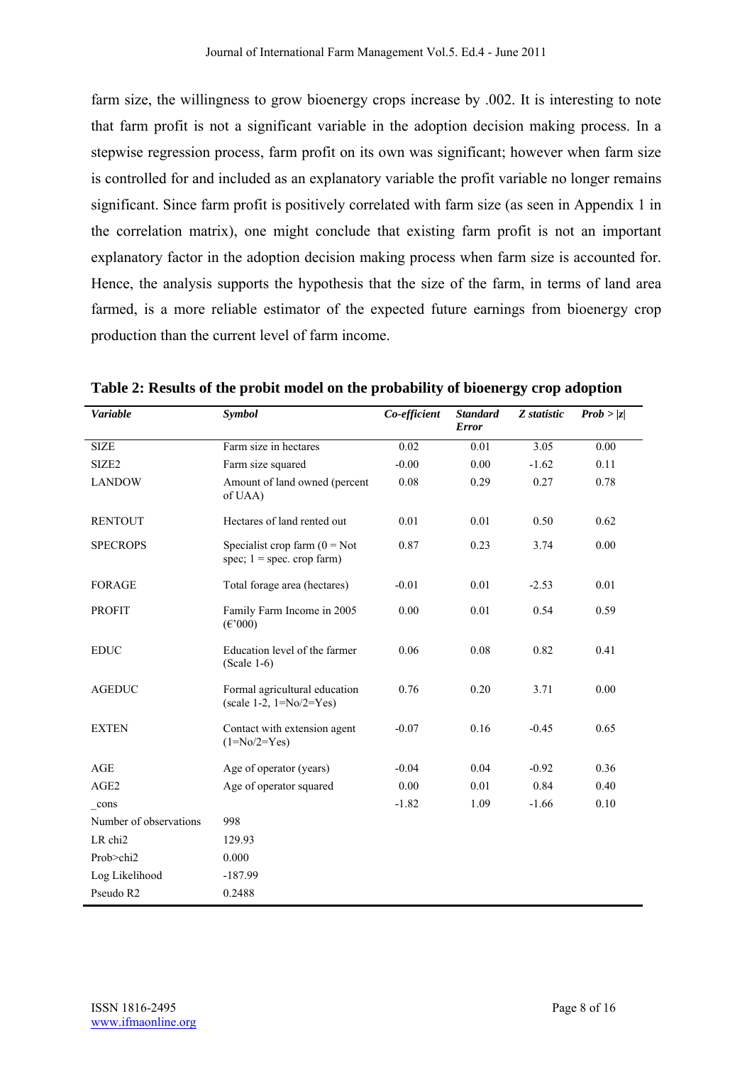farm size, the willingness to grow bioenergy crops increase by .002. It is interesting to note that farm profit is not a significant variable in the adoption decision making process. In a stepwise regression process, farm profit on its own was significant; however when farm size is controlled for and included as an explanatory variable the profit variable no longer remains significant. Since farm profit is positively correlated with farm size (as seen in Appendix 1 in the correlation matrix), one might conclude that existing farm profit is not an important explanatory factor in the adoption decision making process when farm size is accounted for. Hence, the analysis supports the hypothesis that the size of the farm, in terms of land area farmed, is a more reliable estimator of the expected future earnings from bioenergy crop production than the current level of farm income.

**Table 2: Results of the probit model on the probability of bioenergy crop adoption**

| *Variable* | *Symbol* | *Co-efficient* | *Standard Error* | *Z statistic* | *Prob > \|z\|* |
|---|---|---|---|---|---|
| SIZE | Farm size in hectares | 0.02 | 0.01 | 3.05 | 0.00 |
| SIZE2 | Farm size squared | -0.00 | 0.00 | -1.62 | 0.11 |
| LANDOW | Amount of land owned (percent of UAA) | 0.08 | 0.29 | 0.27 | 0.78 |
| RENTOUT | Hectares of land rented out | 0.01 | 0.01 | 0.50 | 0.62 |
| SPECROPS | Specialist crop farm (0 = Not spec; 1 = spec. crop farm) | 0.87 | 0.23 | 3.74 | 0.00 |
| FORAGE | Total forage area (hectares) | -0.01 | 0.01 | -2.53 | 0.01 |
| PROFIT | Family Farm Income in 2005 (€'000) | 0.00 | 0.01 | 0.54 | 0.59 |
| EDUC | Education level of the farmer (Scale 1-6) | 0.06 | 0.08 | 0.82 | 0.41 |
| AGEDUC | Formal agricultural education (scale 1-2, 1=No/2=Yes) | 0.76 | 0.20 | 3.71 | 0.00 |
| EXTEN | Contact with extension agent (1=No/2=Yes) | -0.07 | 0.16 | -0.45 | 0.65 |
| AGE | Age of operator (years) | -0.04 | 0.04 | -0.92 | 0.36 |
| AGE2 | Age of operator squared | 0.00 | 0.01 | 0.84 | 0.40 |
| _cons | | -1.82 | 1.09 | -1.66 | 0.10 |
| Number of observations | 998 | | | | |
| LR chi2 | 129.93 | | | | |
| Prob>chi2 | 0.000 | | | | |
| Log Likelihood | -187.99 | | | | |
| Pseudo R2 | 0.2488 | | | | |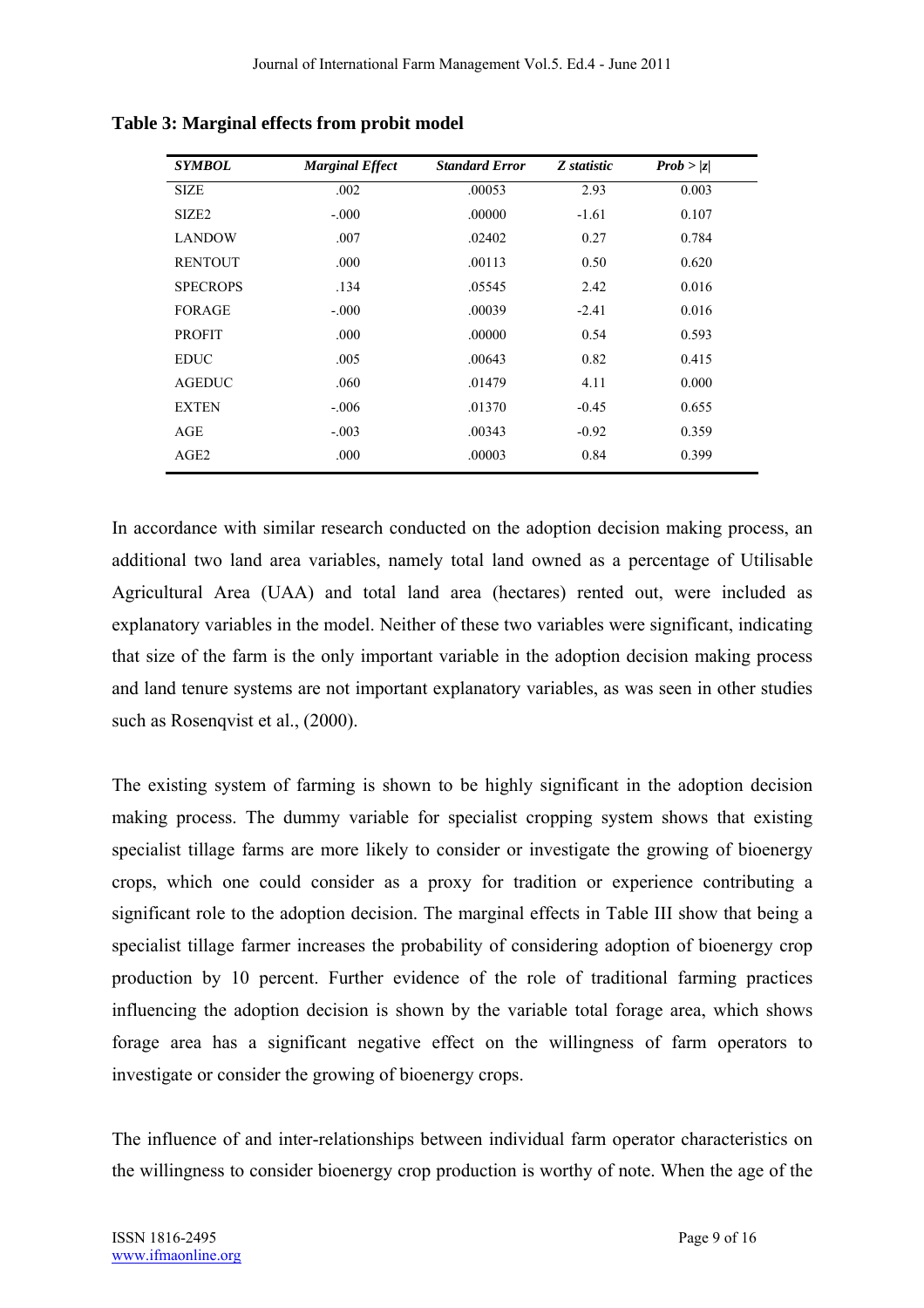**Table 3: Marginal effects from probit model**

| *SYMBOL* | *Marginal Effect* | *Standard Error* | *Z statistic* | *Prob > \|z\|* |
|---|---|---|---|---|
| SIZE | .002 | .00053 | 2.93 | 0.003 |
| SIZE2 | -.000 | .00000 | -1.61 | 0.107 |
| LANDOW | .007 | .02402 | 0.27 | 0.784 |
| RENTOUT | .000 | .00113 | 0.50 | 0.620 |
| SPECROPS | .134 | .05545 | 2.42 | 0.016 |
| FORAGE | -.000 | .00039 | -2.41 | 0.016 |
| PROFIT | .000 | .00000 | 0.54 | 0.593 |
| EDUC | .005 | .00643 | 0.82 | 0.415 |
| AGEDUC | .060 | .01479 | 4.11 | 0.000 |
| EXTEN | -.006 | .01370 | -0.45 | 0.655 |
| AGE | -.003 | .00343 | -0.92 | 0.359 |
| AGE2 | .000 | .00003 | 0.84 | 0.399 |

In accordance with similar research conducted on the adoption decision making process, an additional two land area variables, namely total land owned as a percentage of Utilisable Agricultural Area (UAA) and total land area (hectares) rented out, were included as explanatory variables in the model. Neither of these two variables were significant, indicating that size of the farm is the only important variable in the adoption decision making process and land tenure systems are not important explanatory variables, as was seen in other studies such as Rosenqvist et al., (2000).

The existing system of farming is shown to be highly significant in the adoption decision making process. The dummy variable for specialist cropping system shows that existing specialist tillage farms are more likely to consider or investigate the growing of bioenergy crops, which one could consider as a proxy for tradition or experience contributing a significant role to the adoption decision. The marginal effects in Table III show that being a specialist tillage farmer increases the probability of considering adoption of bioenergy crop production by 10 percent. Further evidence of the role of traditional farming practices influencing the adoption decision is shown by the variable total forage area, which shows forage area has a significant negative effect on the willingness of farm operators to investigate or consider the growing of bioenergy crops.

The influence of and inter-relationships between individual farm operator characteristics on the willingness to consider bioenergy crop production is worthy of note. When the age of the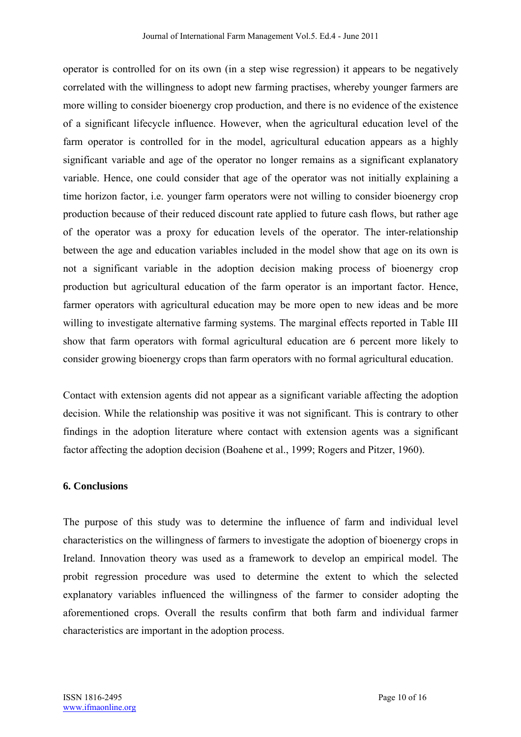operator is controlled for on its own (in a step wise regression) it appears to be negatively correlated with the willingness to adopt new farming practises, whereby younger farmers are more willing to consider bioenergy crop production, and there is no evidence of the existence of a significant lifecycle influence. However, when the agricultural education level of the farm operator is controlled for in the model, agricultural education appears as a highly significant variable and age of the operator no longer remains as a significant explanatory variable. Hence, one could consider that age of the operator was not initially explaining a time horizon factor, i.e. younger farm operators were not willing to consider bioenergy crop production because of their reduced discount rate applied to future cash flows, but rather age of the operator was a proxy for education levels of the operator. The inter-relationship between the age and education variables included in the model show that age on its own is not a significant variable in the adoption decision making process of bioenergy crop production but agricultural education of the farm operator is an important factor. Hence, farmer operators with agricultural education may be more open to new ideas and be more willing to investigate alternative farming systems. The marginal effects reported in Table III show that farm operators with formal agricultural education are 6 percent more likely to consider growing bioenergy crops than farm operators with no formal agricultural education.

Contact with extension agents did not appear as a significant variable affecting the adoption decision. While the relationship was positive it was not significant. This is contrary to other findings in the adoption literature where contact with extension agents was a significant factor affecting the adoption decision (Boahene et al., 1999; Rogers and Pitzer, 1960).

## 6. Conclusions

The purpose of this study was to determine the influence of farm and individual level characteristics on the willingness of farmers to investigate the adoption of bioenergy crops in Ireland. Innovation theory was used as a framework to develop an empirical model. The probit regression procedure was used to determine the extent to which the selected explanatory variables influenced the willingness of the farmer to consider adopting the aforementioned crops. Overall the results confirm that both farm and individual farmer characteristics are important in the adoption process.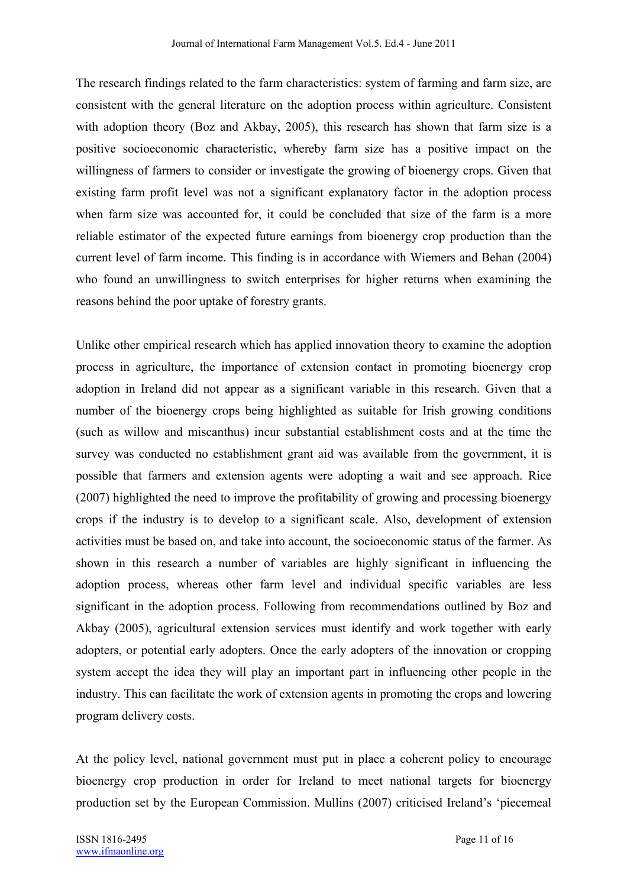The research findings related to the farm characteristics: system of farming and farm size, are consistent with the general literature on the adoption process within agriculture. Consistent with adoption theory (Boz and Akbay, 2005), this research has shown that farm size is a positive socioeconomic characteristic, whereby farm size has a positive impact on the willingness of farmers to consider or investigate the growing of bioenergy crops. Given that existing farm profit level was not a significant explanatory factor in the adoption process when farm size was accounted for, it could be concluded that size of the farm is a more reliable estimator of the expected future earnings from bioenergy crop production than the current level of farm income. This finding is in accordance with Wiemers and Behan (2004) who found an unwillingness to switch enterprises for higher returns when examining the reasons behind the poor uptake of forestry grants.

Unlike other empirical research which has applied innovation theory to examine the adoption process in agriculture, the importance of extension contact in promoting bioenergy crop adoption in Ireland did not appear as a significant variable in this research. Given that a number of the bioenergy crops being highlighted as suitable for Irish growing conditions (such as willow and miscanthus) incur substantial establishment costs and at the time the survey was conducted no establishment grant aid was available from the government, it is possible that farmers and extension agents were adopting a wait and see approach. Rice (2007) highlighted the need to improve the profitability of growing and processing bioenergy crops if the industry is to develop to a significant scale. Also, development of extension activities must be based on, and take into account, the socioeconomic status of the farmer. As shown in this research a number of variables are highly significant in influencing the adoption process, whereas other farm level and individual specific variables are less significant in the adoption process. Following from recommendations outlined by Boz and Akbay (2005), agricultural extension services must identify and work together with early adopters, or potential early adopters. Once the early adopters of the innovation or cropping system accept the idea they will play an important part in influencing other people in the industry. This can facilitate the work of extension agents in promoting the crops and lowering program delivery costs.

At the policy level, national government must put in place a coherent policy to encourage bioenergy crop production in order for Ireland to meet national targets for bioenergy production set by the European Commission. Mullins (2007) criticised Ireland's 'piecemeal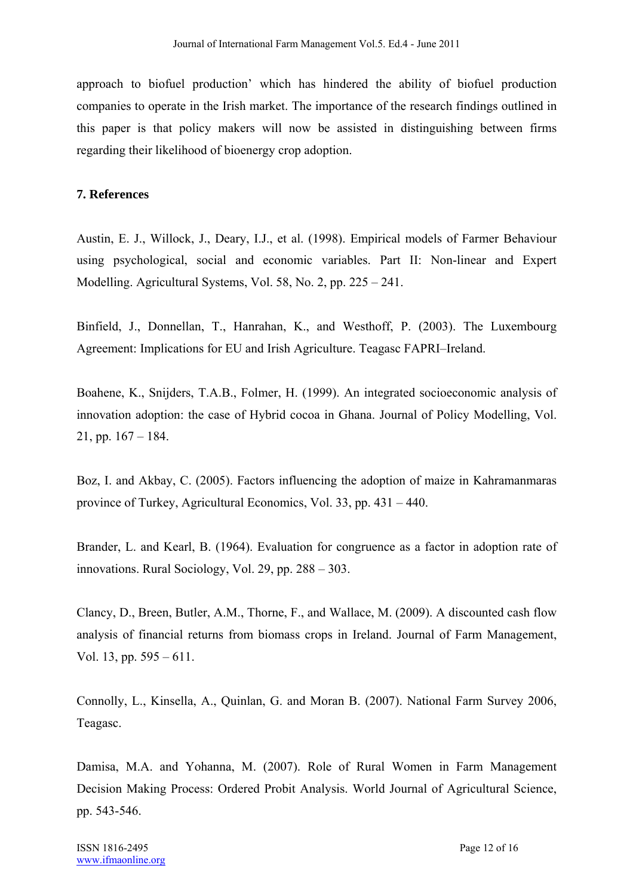approach to biofuel production' which has hindered the ability of biofuel production companies to operate in the Irish market. The importance of the research findings outlined in this paper is that policy makers will now be assisted in distinguishing between firms regarding their likelihood of bioenergy crop adoption.

## 7. References

Austin, E. J., Willock, J., Deary, I.J., et al. (1998). Empirical models of Farmer Behaviour using psychological, social and economic variables. Part II: Non-linear and Expert Modelling. Agricultural Systems, Vol. 58, No. 2, pp. 225 – 241.

Binfield, J., Donnellan, T., Hanrahan, K., and Westhoff, P. (2003). The Luxembourg Agreement: Implications for EU and Irish Agriculture. Teagasc FAPRI–Ireland.

Boahene, K., Snijders, T.A.B., Folmer, H. (1999). An integrated socioeconomic analysis of innovation adoption: the case of Hybrid cocoa in Ghana. Journal of Policy Modelling, Vol. 21, pp. 167 – 184.

Boz, I. and Akbay, C. (2005). Factors influencing the adoption of maize in Kahramanmaras province of Turkey, Agricultural Economics, Vol. 33, pp. 431 – 440.

Brander, L. and Kearl, B. (1964). Evaluation for congruence as a factor in adoption rate of innovations. Rural Sociology, Vol. 29, pp. 288 – 303.

Clancy, D., Breen, Butler, A.M., Thorne, F., and Wallace, M. (2009). A discounted cash flow analysis of financial returns from biomass crops in Ireland. Journal of Farm Management, Vol. 13, pp. 595 – 611.

Connolly, L., Kinsella, A., Quinlan, G. and Moran B. (2007). National Farm Survey 2006, Teagasc.

Damisa, M.A. and Yohanna, M. (2007). Role of Rural Women in Farm Management Decision Making Process: Ordered Probit Analysis. World Journal of Agricultural Science, pp. 543-546.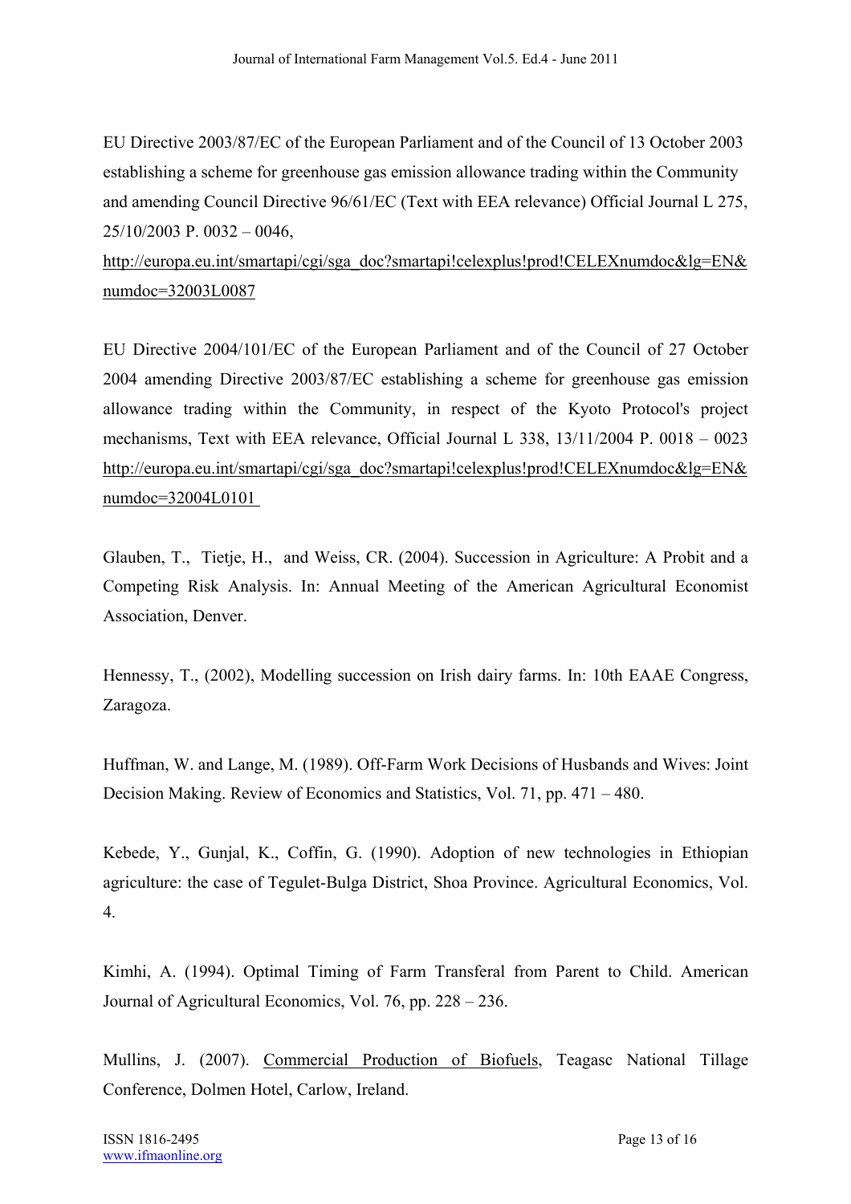EU Directive 2003/87/EC of the European Parliament and of the Council of 13 October 2003 establishing a scheme for greenhouse gas emission allowance trading within the Community and amending Council Directive 96/61/EC (Text with EEA relevance) Official Journal L 275, 25/10/2003 P. 0032 – 0046, http://europa.eu.int/smartapi/cgi/sga_doc?smartapi!celexplus!prod!CELEXnumdoc&lg=EN&numdoc=32003L0087

EU Directive 2004/101/EC of the European Parliament and of the Council of 27 October 2004 amending Directive 2003/87/EC establishing a scheme for greenhouse gas emission allowance trading within the Community, in respect of the Kyoto Protocol's project mechanisms, Text with EEA relevance, Official Journal L 338, 13/11/2004 P. 0018 – 0023 http://europa.eu.int/smartapi/cgi/sga_doc?smartapi!celexplus!prod!CELEXnumdoc&lg=EN&numdoc=32004L0101

Glauben, T., Tietje, H., and Weiss, CR. (2004). Succession in Agriculture: A Probit and a Competing Risk Analysis. In: Annual Meeting of the American Agricultural Economist Association, Denver.

Hennessy, T., (2002), Modelling succession on Irish dairy farms. In: 10th EAAE Congress, Zaragoza.

Huffman, W. and Lange, M. (1989). Off-Farm Work Decisions of Husbands and Wives: Joint Decision Making. Review of Economics and Statistics, Vol. 71, pp. 471 – 480.

Kebede, Y., Gunjal, K., Coffin, G. (1990). Adoption of new technologies in Ethiopian agriculture: the case of Tegulet-Bulga District, Shoa Province. Agricultural Economics, Vol. 4.

Kimhi, A. (1994). Optimal Timing of Farm Transferal from Parent to Child. American Journal of Agricultural Economics, Vol. 76, pp. 228 – 236.

Mullins, J. (2007). Commercial Production of Biofuels, Teagasc National Tillage Conference, Dolmen Hotel, Carlow, Ireland.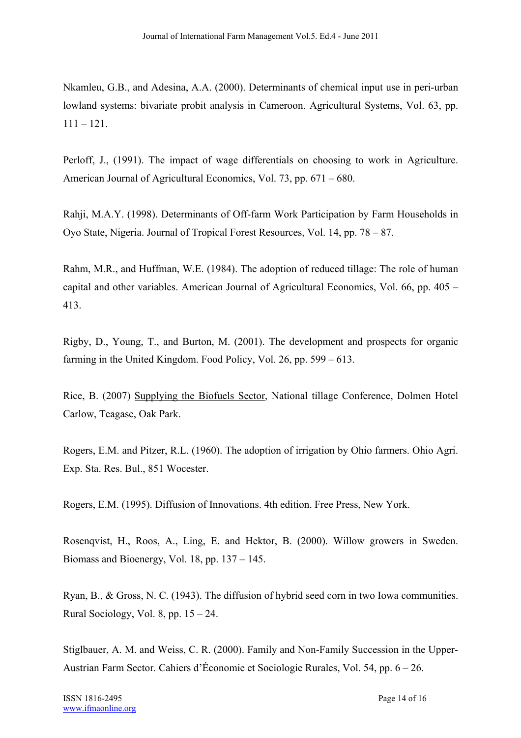Nkamleu, G.B., and Adesina, A.A. (2000). Determinants of chemical input use in peri-urban lowland systems: bivariate probit analysis in Cameroon. Agricultural Systems, Vol. 63, pp. 111 – 121.

Perloff, J., (1991). The impact of wage differentials on choosing to work in Agriculture. American Journal of Agricultural Economics, Vol. 73, pp. 671 – 680.

Rahji, M.A.Y. (1998). Determinants of Off-farm Work Participation by Farm Households in Oyo State, Nigeria. Journal of Tropical Forest Resources, Vol. 14, pp. 78 – 87.

Rahm, M.R., and Huffman, W.E. (1984). The adoption of reduced tillage: The role of human capital and other variables. American Journal of Agricultural Economics, Vol. 66, pp. 405 – 413.

Rigby, D., Young, T., and Burton, M. (2001). The development and prospects for organic farming in the United Kingdom. Food Policy, Vol. 26, pp. 599 – 613.

Rice, B. (2007) Supplying the Biofuels Sector, National tillage Conference, Dolmen Hotel Carlow, Teagasc, Oak Park.

Rogers, E.M. and Pitzer, R.L. (1960). The adoption of irrigation by Ohio farmers. Ohio Agri. Exp. Sta. Res. Bul., 851 Wocester.

Rogers, E.M. (1995). Diffusion of Innovations. 4th edition. Free Press, New York.

Rosenqvist, H., Roos, A., Ling, E. and Hektor, B. (2000). Willow growers in Sweden. Biomass and Bioenergy, Vol. 18, pp. 137 – 145.

Ryan, B., & Gross, N. C. (1943). The diffusion of hybrid seed corn in two Iowa communities. Rural Sociology, Vol. 8, pp. 15 – 24.

Stiglbauer, A. M. and Weiss, C. R. (2000). Family and Non-Family Succession in the Upper-Austrian Farm Sector. Cahiers d'Économie et Sociologie Rurales, Vol. 54, pp. 6 – 26.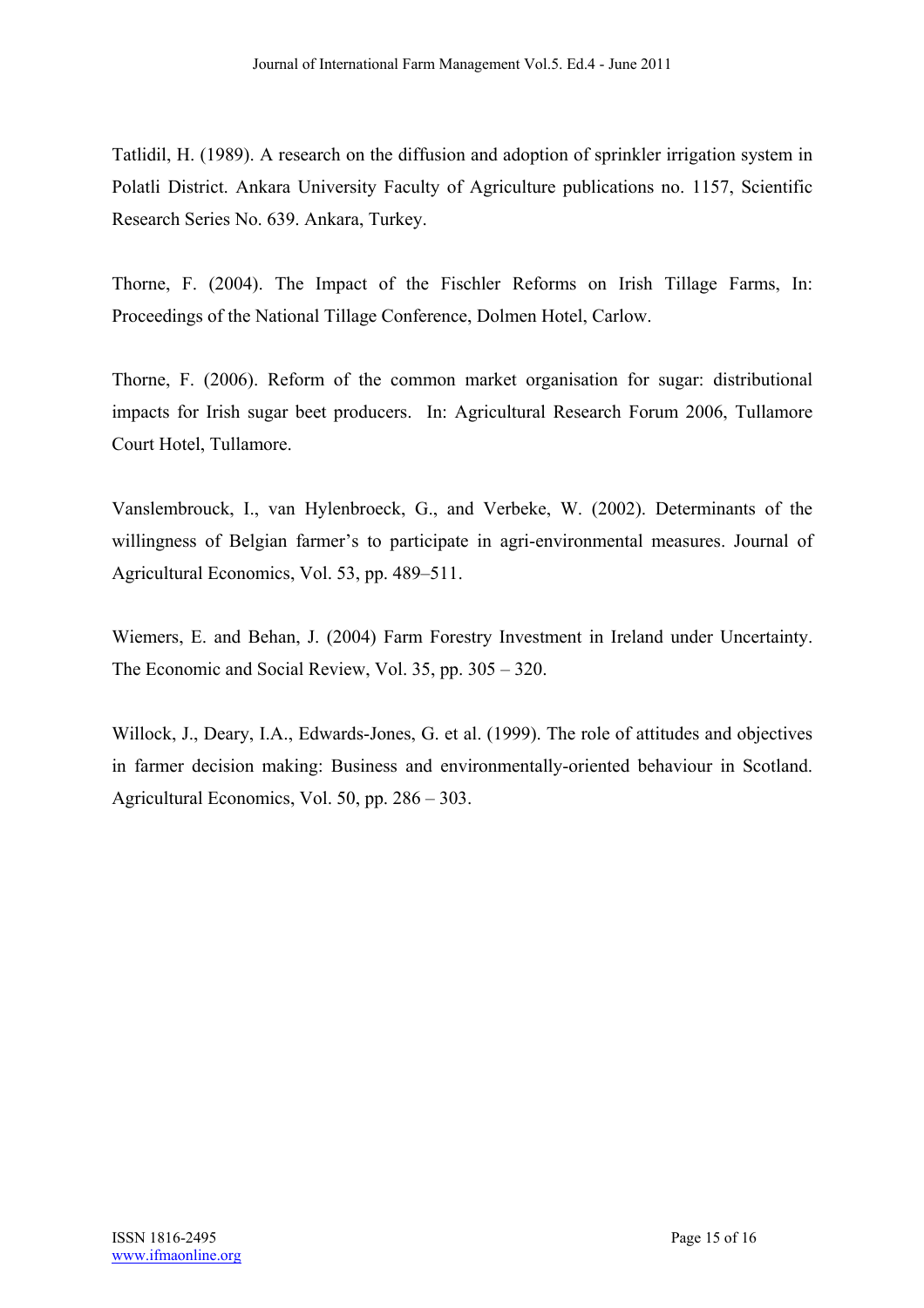Tatlidil, H. (1989). A research on the diffusion and adoption of sprinkler irrigation system in Polatli District. Ankara University Faculty of Agriculture publications no. 1157, Scientific Research Series No. 639. Ankara, Turkey.

Thorne, F. (2004). The Impact of the Fischler Reforms on Irish Tillage Farms, In: Proceedings of the National Tillage Conference, Dolmen Hotel, Carlow.

Thorne, F. (2006). Reform of the common market organisation for sugar: distributional impacts for Irish sugar beet producers. In: Agricultural Research Forum 2006, Tullamore Court Hotel, Tullamore.

Vanslembrouck, I., van Hylenbroeck, G., and Verbeke, W. (2002). Determinants of the willingness of Belgian farmer's to participate in agri-environmental measures. Journal of Agricultural Economics, Vol. 53, pp. 489–511.

Wiemers, E. and Behan, J. (2004) Farm Forestry Investment in Ireland under Uncertainty. The Economic and Social Review, Vol. 35, pp. 305 – 320.

Willock, J., Deary, I.A., Edwards-Jones, G. et al. (1999). The role of attitudes and objectives in farmer decision making: Business and environmentally-oriented behaviour in Scotland. Agricultural Economics, Vol. 50, pp. 286 – 303.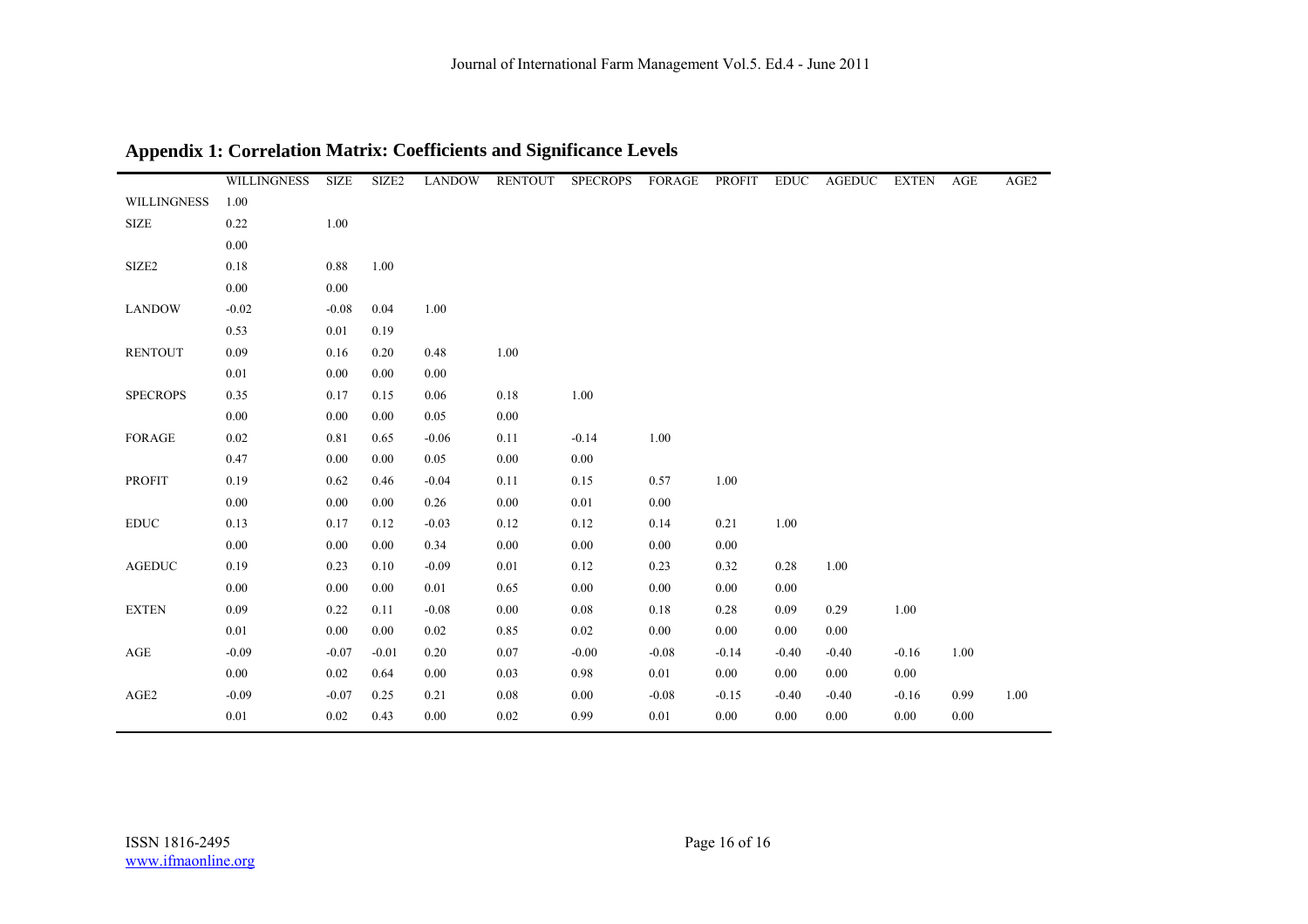## Appendix 1: Correlation Matrix: Coefficients and Significance Levels

| | WILLINGNESS | SIZE | SIZE2 | LANDOW | RENTOUT | SPECROPS | FORAGE | PROFIT | EDUC | AGEDUC | EXTEN | AGE | AGE2 |
|---|---|---|---|---|---|---|---|---|---|---|---|---|---|
| WILLINGNESS | 1.00 | | | | | | | | | | | | |
| SIZE | 0.22 | 1.00 | | | | | | | | | | | |
| | 0.00 | | | | | | | | | | | | |
| SIZE2 | 0.18 | 0.88 | 1.00 | | | | | | | | | | |
| | 0.00 | 0.00 | | | | | | | | | | | |
| LANDOW | -0.02 | -0.08 | 0.04 | 1.00 | | | | | | | | | |
| | 0.53 | 0.01 | 0.19 | | | | | | | | | | |
| RENTOUT | 0.09 | 0.16 | 0.20 | 0.48 | 1.00 | | | | | | | | |
| | 0.01 | 0.00 | 0.00 | 0.00 | | | | | | | | | |
| SPECROPS | 0.35 | 0.17 | 0.15 | 0.06 | 0.18 | 1.00 | | | | | | | |
| | 0.00 | 0.00 | 0.00 | 0.05 | 0.00 | | | | | | | | |
| FORAGE | 0.02 | 0.81 | 0.65 | -0.06 | 0.11 | -0.14 | 1.00 | | | | | | |
| | 0.47 | 0.00 | 0.00 | 0.05 | 0.00 | 0.00 | | | | | | | |
| PROFIT | 0.19 | 0.62 | 0.46 | -0.04 | 0.11 | 0.15 | 0.57 | 1.00 | | | | | |
| | 0.00 | 0.00 | 0.00 | 0.26 | 0.00 | 0.01 | 0.00 | | | | | | |
| EDUC | 0.13 | 0.17 | 0.12 | -0.03 | 0.12 | 0.12 | 0.14 | 0.21 | 1.00 | | | | |
| | 0.00 | 0.00 | 0.00 | 0.34 | 0.00 | 0.00 | 0.00 | 0.00 | | | | | |
| AGEDUC | 0.19 | 0.23 | 0.10 | -0.09 | 0.01 | 0.12 | 0.23 | 0.32 | 0.28 | 1.00 | | | |
| | 0.00 | 0.00 | 0.00 | 0.01 | 0.65 | 0.00 | 0.00 | 0.00 | 0.00 | | | | |
| EXTEN | 0.09 | 0.22 | 0.11 | -0.08 | 0.00 | 0.08 | 0.18 | 0.28 | 0.09 | 0.29 | 1.00 | | |
| | 0.01 | 0.00 | 0.00 | 0.02 | 0.85 | 0.02 | 0.00 | 0.00 | 0.00 | 0.00 | | | |
| AGE | -0.09 | -0.07 | -0.01 | 0.20 | 0.07 | -0.00 | -0.08 | -0.14 | -0.40 | -0.40 | -0.16 | 1.00 | |
| | 0.00 | 0.02 | 0.64 | 0.00 | 0.03 | 0.98 | 0.01 | 0.00 | 0.00 | 0.00 | 0.00 | | |
| AGE2 | -0.09 | -0.07 | 0.25 | 0.21 | 0.08 | 0.00 | -0.08 | -0.15 | -0.40 | -0.40 | -0.16 | 0.99 | 1.00 |
| | 0.01 | 0.02 | 0.43 | 0.00 | 0.02 | 0.99 | 0.01 | 0.00 | 0.00 | 0.00 | 0.00 | 0.00 | |

ISSN 1816-2495
www.ifmaonline.org